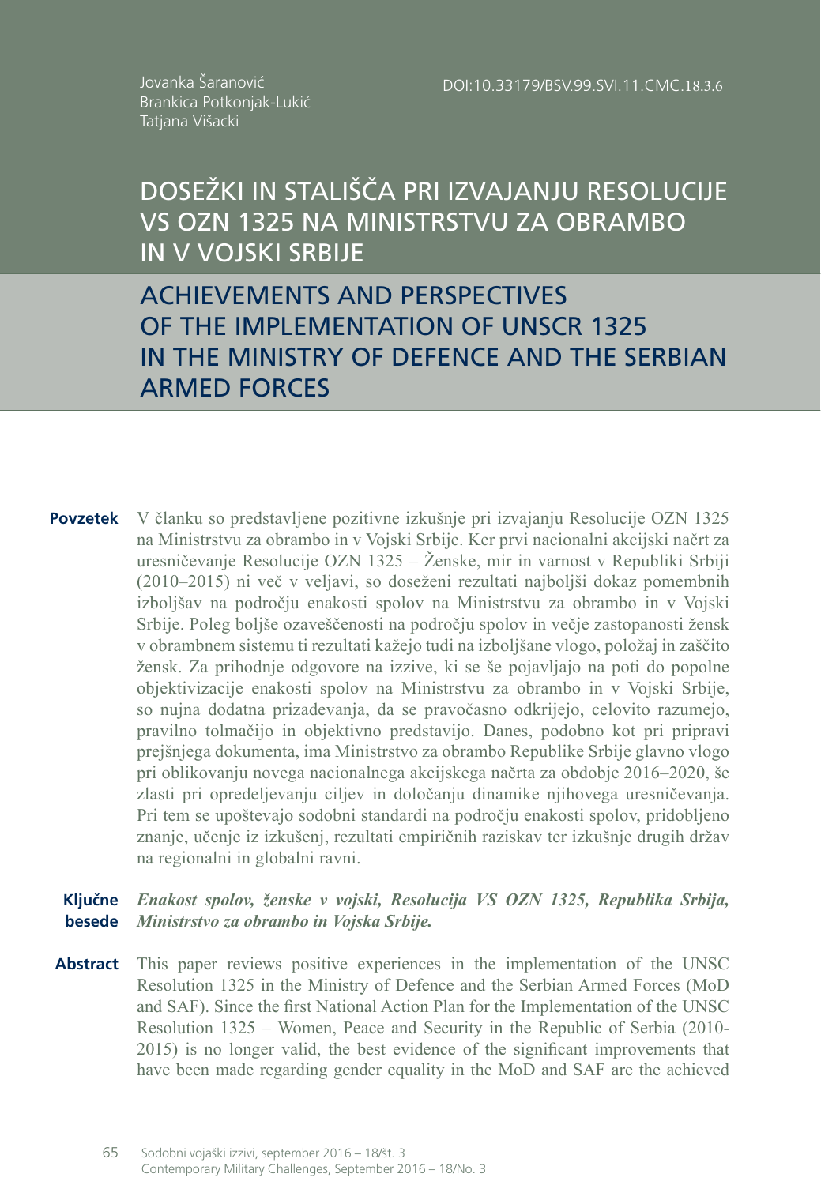Jovanka Šaranović
Brankica Potkonjak-Lukić
Tatjana Višacki

DOI:10.33179/BSV.99.SVI.11.CMC.18.3.6

# DOSEŽKI IN STALIŠČA PRI IZVAJANJU RESOLUCIJE VS OZN 1325 NA MINISTRSTVU ZA OBRAMBO IN V VOJSKI SRBIJE

# ACHIEVEMENTS AND PERSPECTIVES OF THE IMPLEMENTATION OF UNSCR 1325 IN THE MINISTRY OF DEFENCE AND THE SERBIAN ARMED FORCES

**Povzetek** V članku so predstavljene pozitivne izkušnje pri izvajanju Resolucije OZN 1325 na Ministrstvu za obrambo in v Vojski Srbije. Ker prvi nacionalni akcijski načrt za uresničevanje Resolucije OZN 1325 – Ženske, mir in varnost v Republiki Srbiji (2010–2015) ni več v veljavi, so doseženi rezultati najboljši dokaz pomembnih izboljšav na področju enakosti spolov na Ministrstvu za obrambo in v Vojski Srbije. Poleg boljše ozaveščenosti na področju spolov in večje zastopanosti žensk v obrambnem sistemu ti rezultati kažejo tudi na izboljšane vloge, položaj in zaščito žensk. Za prihodnje odgovore na izzive, ki se še pojavljajo na poti do popolne objektivizacije enakosti spolov na Ministrstvu za obrambo in v Vojski Srbije, so nujna dodatna prizadevanja, da se pravočasno odkrijejo, celovito razumejo, pravilno tolmačijo in objektivno predstavijo. Danes, podobno kot pri pripravi prejšnjega dokumenta, ima Ministrstvo za obrambo Republike Srbije glavno vlogo pri oblikovanju novega nacionalnega akcijskega načrta za obdobje 2016–2020, še zlasti pri opredeljevanju ciljev in določanju dinamike njihovega uresničevanja. Pri tem se upoštevajo sodobni standardi na področju enakosti spolov, pridobljeno znanje, učenje iz izkušenj, rezultati empiričnih raziskav ter izkušnje drugih držav na regionalni in globalni ravni.

**Ključne besede** ***Enakost spolov, ženske v vojski, Resolucija VS OZN 1325, Republika Srbija, Ministrstvo za obrambo in Vojska Srbije.***

**Abstract** This paper reviews positive experiences in the implementation of the UNSC Resolution 1325 in the Ministry of Defence and the Serbian Armed Forces (MoD and SAF). Since the first National Action Plan for the Implementation of the UNSC Resolution 1325 – Women, Peace and Security in the Republic of Serbia (2010-2015) is no longer valid, the best evidence of the significant improvements that have been made regarding gender equality in the MoD and SAF are the achieved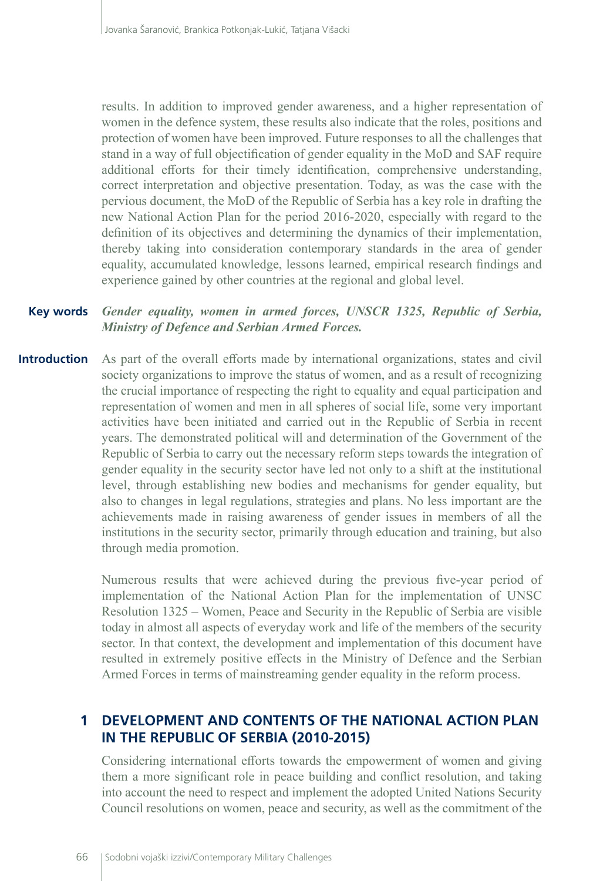results. In addition to improved gender awareness, and a higher representation of women in the defence system, these results also indicate that the roles, positions and protection of women have been improved. Future responses to all the challenges that stand in a way of full objectification of gender equality in the MoD and SAF require additional efforts for their timely identification, comprehensive understanding, correct interpretation and objective presentation. Today, as was the case with the pervious document, the MoD of the Republic of Serbia has a key role in drafting the new National Action Plan for the period 2016-2020, especially with regard to the definition of its objectives and determining the dynamics of their implementation, thereby taking into consideration contemporary standards in the area of gender equality, accumulated knowledge, lessons learned, empirical research findings and experience gained by other countries at the regional and global level.

**Key words** ***Gender equality, women in armed forces, UNSCR 1325, Republic of Serbia, Ministry of Defence and Serbian Armed Forces.***

**Introduction** As part of the overall efforts made by international organizations, states and civil society organizations to improve the status of women, and as a result of recognizing the crucial importance of respecting the right to equality and equal participation and representation of women and men in all spheres of social life, some very important activities have been initiated and carried out in the Republic of Serbia in recent years. The demonstrated political will and determination of the Government of the Republic of Serbia to carry out the necessary reform steps towards the integration of gender equality in the security sector have led not only to a shift at the institutional level, through establishing new bodies and mechanisms for gender equality, but also to changes in legal regulations, strategies and plans. No less important are the achievements made in raising awareness of gender issues in members of all the institutions in the security sector, primarily through education and training, but also through media promotion.

Numerous results that were achieved during the previous five-year period of implementation of the National Action Plan for the implementation of UNSC Resolution 1325 – Women, Peace and Security in the Republic of Serbia are visible today in almost all aspects of everyday work and life of the members of the security sector. In that context, the development and implementation of this document have resulted in extremely positive effects in the Ministry of Defence and the Serbian Armed Forces in terms of mainstreaming gender equality in the reform process.

## 1 DEVELOPMENT AND CONTENTS OF THE NATIONAL ACTION PLAN IN THE REPUBLIC OF SERBIA (2010-2015)

Considering international efforts towards the empowerment of women and giving them a more significant role in peace building and conflict resolution, and taking into account the need to respect and implement the adopted United Nations Security Council resolutions on women, peace and security, as well as the commitment of the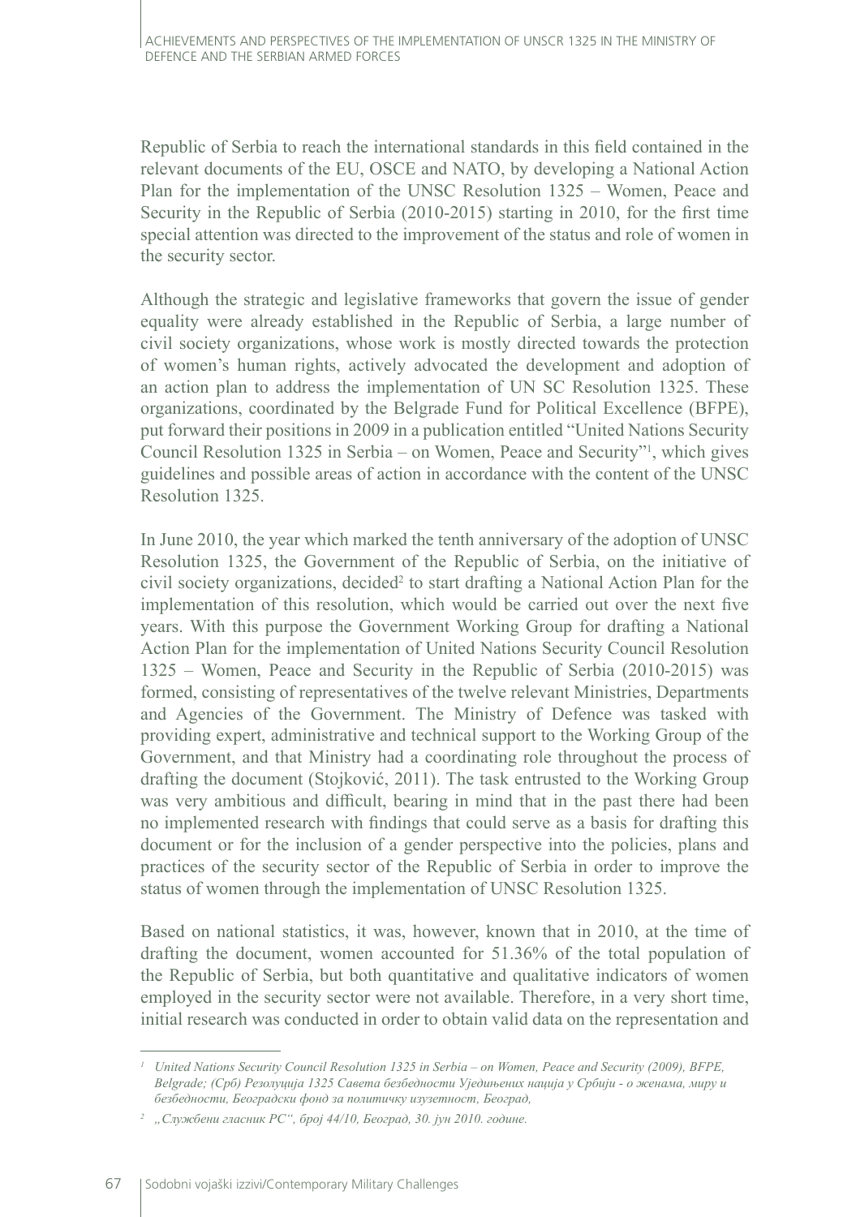Republic of Serbia to reach the international standards in this field contained in the relevant documents of the EU, OSCE and NATO, by developing a National Action Plan for the implementation of the UNSC Resolution 1325 – Women, Peace and Security in the Republic of Serbia (2010-2015) starting in 2010, for the first time special attention was directed to the improvement of the status and role of women in the security sector.

Although the strategic and legislative frameworks that govern the issue of gender equality were already established in the Republic of Serbia, a large number of civil society organizations, whose work is mostly directed towards the protection of women's human rights, actively advocated the development and adoption of an action plan to address the implementation of UN SC Resolution 1325. These organizations, coordinated by the Belgrade Fund for Political Excellence (BFPE), put forward their positions in 2009 in a publication entitled "United Nations Security Council Resolution 1325 in Serbia – on Women, Peace and Security"[1], which gives guidelines and possible areas of action in accordance with the content of the UNSC Resolution 1325.

In June 2010, the year which marked the tenth anniversary of the adoption of UNSC Resolution 1325, the Government of the Republic of Serbia, on the initiative of civil society organizations, decided[2] to start drafting a National Action Plan for the implementation of this resolution, which would be carried out over the next five years. With this purpose the Government Working Group for drafting a National Action Plan for the implementation of United Nations Security Council Resolution 1325 – Women, Peace and Security in the Republic of Serbia (2010-2015) was formed, consisting of representatives of the twelve relevant Ministries, Departments and Agencies of the Government. The Ministry of Defence was tasked with providing expert, administrative and technical support to the Working Group of the Government, and that Ministry had a coordinating role throughout the process of drafting the document (Stojković, 2011). The task entrusted to the Working Group was very ambitious and difficult, bearing in mind that in the past there had been no implemented research with findings that could serve as a basis for drafting this document or for the inclusion of a gender perspective into the policies, plans and practices of the security sector of the Republic of Serbia in order to improve the status of women through the implementation of UNSC Resolution 1325.

Based on national statistics, it was, however, known that in 2010, at the time of drafting the document, women accounted for 51.36% of the total population of the Republic of Serbia, but both quantitative and qualitative indicators of women employed in the security sector were not available. Therefore, in a very short time, initial research was conducted in order to obtain valid data on the representation and

---

[1] *United Nations Security Council Resolution 1325 in Serbia – on Women, Peace and Security (2009), BFPE, Belgrade; (Срб) Резолуција 1325 Савета безбедности Уједињених нација у Србији - о женама, миру и безбедности, Београдски фонд за политичку изузетност, Београд,*

[2] *„Службени гласник РС", број 44/10, Београд, 30. јун 2010. године.*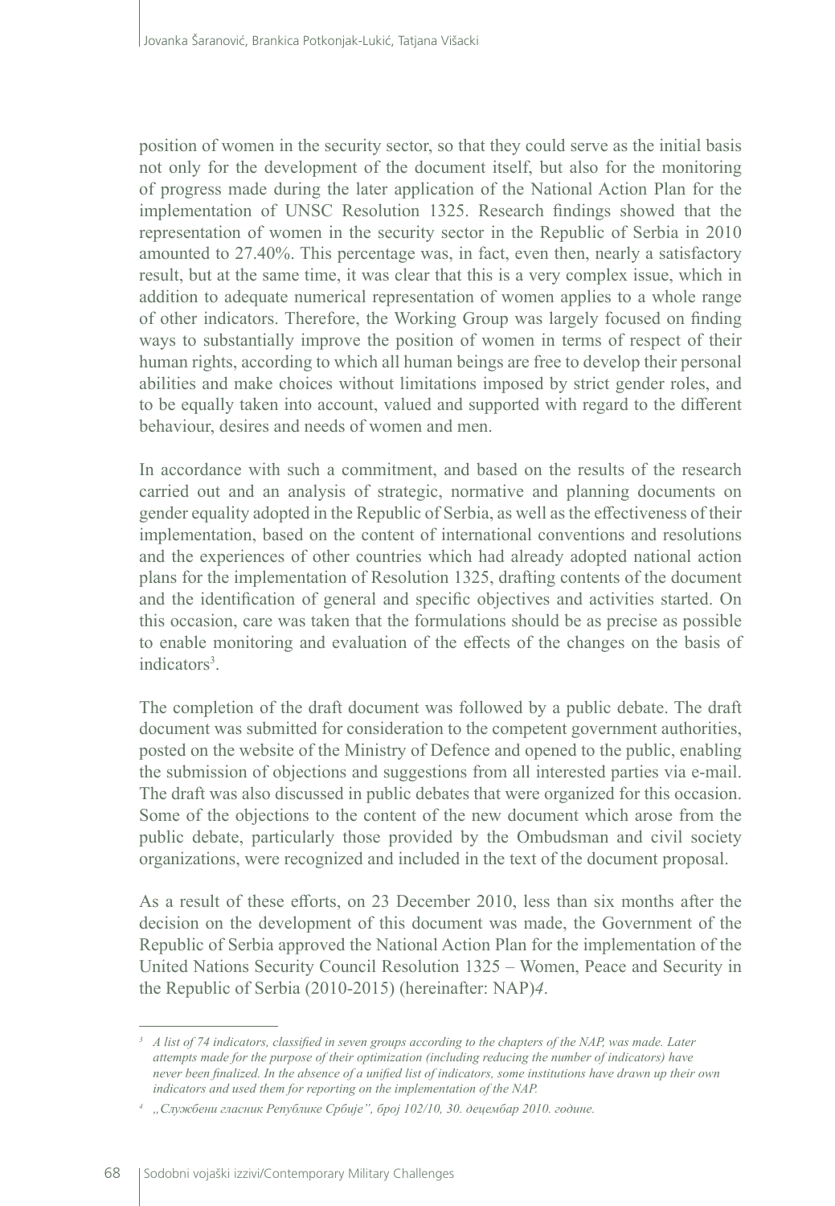position of women in the security sector, so that they could serve as the initial basis not only for the development of the document itself, but also for the monitoring of progress made during the later application of the National Action Plan for the implementation of UNSC Resolution 1325. Research findings showed that the representation of women in the security sector in the Republic of Serbia in 2010 amounted to 27.40%. This percentage was, in fact, even then, nearly a satisfactory result, but at the same time, it was clear that this is a very complex issue, which in addition to adequate numerical representation of women applies to a whole range of other indicators. Therefore, the Working Group was largely focused on finding ways to substantially improve the position of women in terms of respect of their human rights, according to which all human beings are free to develop their personal abilities and make choices without limitations imposed by strict gender roles, and to be equally taken into account, valued and supported with regard to the different behaviour, desires and needs of women and men.

In accordance with such a commitment, and based on the results of the research carried out and an analysis of strategic, normative and planning documents on gender equality adopted in the Republic of Serbia, as well as the effectiveness of their implementation, based on the content of international conventions and resolutions and the experiences of other countries which had already adopted national action plans for the implementation of Resolution 1325, drafting contents of the document and the identification of general and specific objectives and activities started. On this occasion, care was taken that the formulations should be as precise as possible to enable monitoring and evaluation of the effects of the changes on the basis of indicators[3].

The completion of the draft document was followed by a public debate. The draft document was submitted for consideration to the competent government authorities, posted on the website of the Ministry of Defence and opened to the public, enabling the submission of objections and suggestions from all interested parties via e-mail. The draft was also discussed in public debates that were organized for this occasion. Some of the objections to the content of the new document which arose from the public debate, particularly those provided by the Ombudsman and civil society organizations, were recognized and included in the text of the document proposal.

As a result of these efforts, on 23 December 2010, less than six months after the decision on the development of this document was made, the Government of the Republic of Serbia approved the National Action Plan for the implementation of the United Nations Security Council Resolution 1325 – Women, Peace and Security in the Republic of Serbia (2010-2015) (hereinafter: NAP)*4*.

---

[3] *A list of 74 indicators, classified in seven groups according to the chapters of the NAP, was made. Later attempts made for the purpose of their optimization (including reducing the number of indicators) have never been finalized. In the absence of a unified list of indicators, some institutions have drawn up their own indicators and used them for reporting on the implementation of the NAP.*

[4] *„Службени гласник Републике Србије", број 102/10, 30. децембар 2010. године.*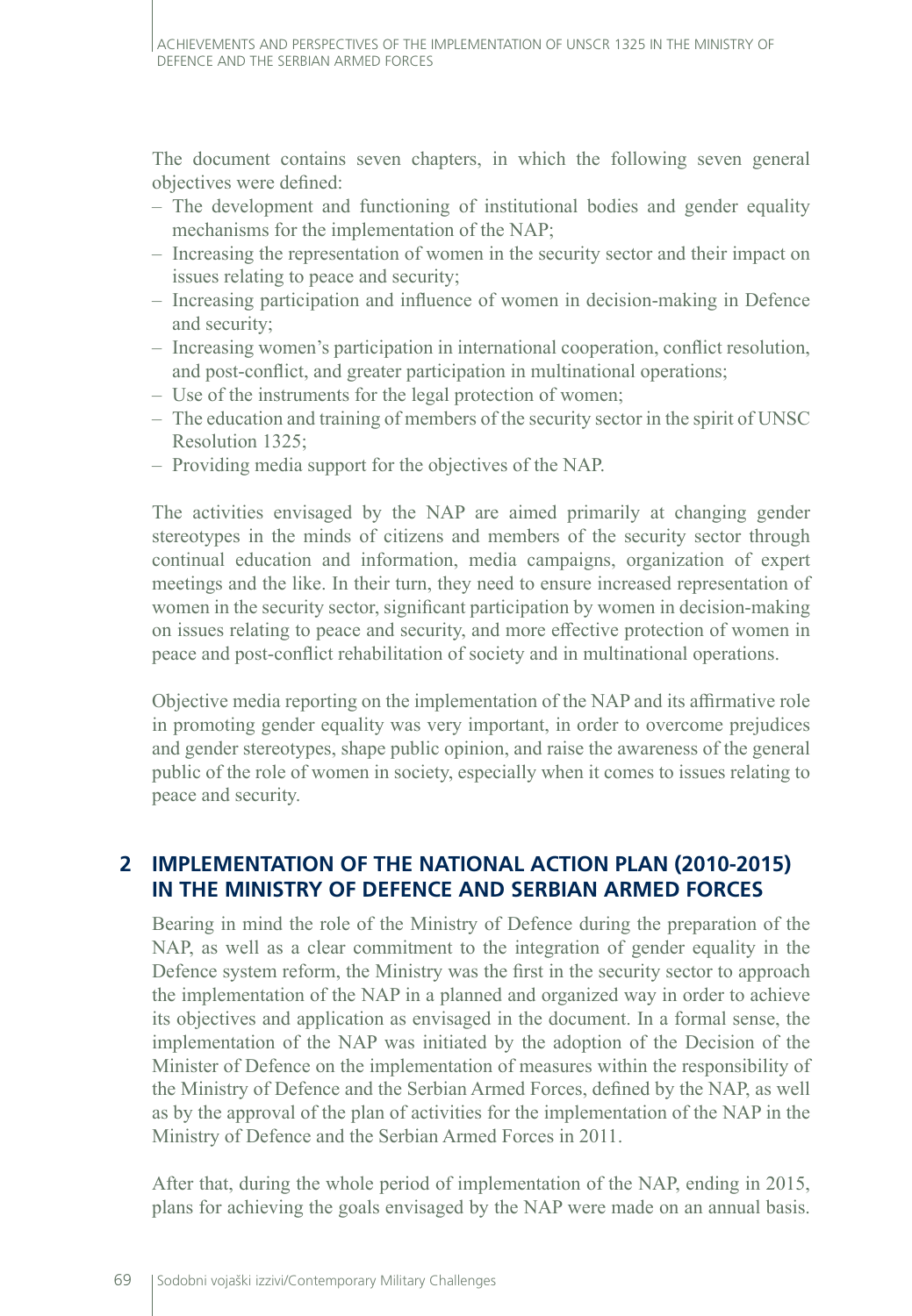The document contains seven chapters, in which the following seven general objectives were defined:

- The development and functioning of institutional bodies and gender equality mechanisms for the implementation of the NAP;
- Increasing the representation of women in the security sector and their impact on issues relating to peace and security;
- Increasing participation and influence of women in decision-making in Defence and security;
- Increasing women's participation in international cooperation, conflict resolution, and post-conflict, and greater participation in multinational operations;
- Use of the instruments for the legal protection of women;
- The education and training of members of the security sector in the spirit of UNSC Resolution 1325;
- Providing media support for the objectives of the NAP.

The activities envisaged by the NAP are aimed primarily at changing gender stereotypes in the minds of citizens and members of the security sector through continual education and information, media campaigns, organization of expert meetings and the like. In their turn, they need to ensure increased representation of women in the security sector, significant participation by women in decision-making on issues relating to peace and security, and more effective protection of women in peace and post-conflict rehabilitation of society and in multinational operations.

Objective media reporting on the implementation of the NAP and its affirmative role in promoting gender equality was very important, in order to overcome prejudices and gender stereotypes, shape public opinion, and raise the awareness of the general public of the role of women in society, especially when it comes to issues relating to peace and security.

## 2 IMPLEMENTATION OF THE NATIONAL ACTION PLAN (2010-2015) IN THE MINISTRY OF DEFENCE AND SERBIAN ARMED FORCES

Bearing in mind the role of the Ministry of Defence during the preparation of the NAP, as well as a clear commitment to the integration of gender equality in the Defence system reform, the Ministry was the first in the security sector to approach the implementation of the NAP in a planned and organized way in order to achieve its objectives and application as envisaged in the document. In a formal sense, the implementation of the NAP was initiated by the adoption of the Decision of the Minister of Defence on the implementation of measures within the responsibility of the Ministry of Defence and the Serbian Armed Forces, defined by the NAP, as well as by the approval of the plan of activities for the implementation of the NAP in the Ministry of Defence and the Serbian Armed Forces in 2011.

After that, during the whole period of implementation of the NAP, ending in 2015, plans for achieving the goals envisaged by the NAP were made on an annual basis.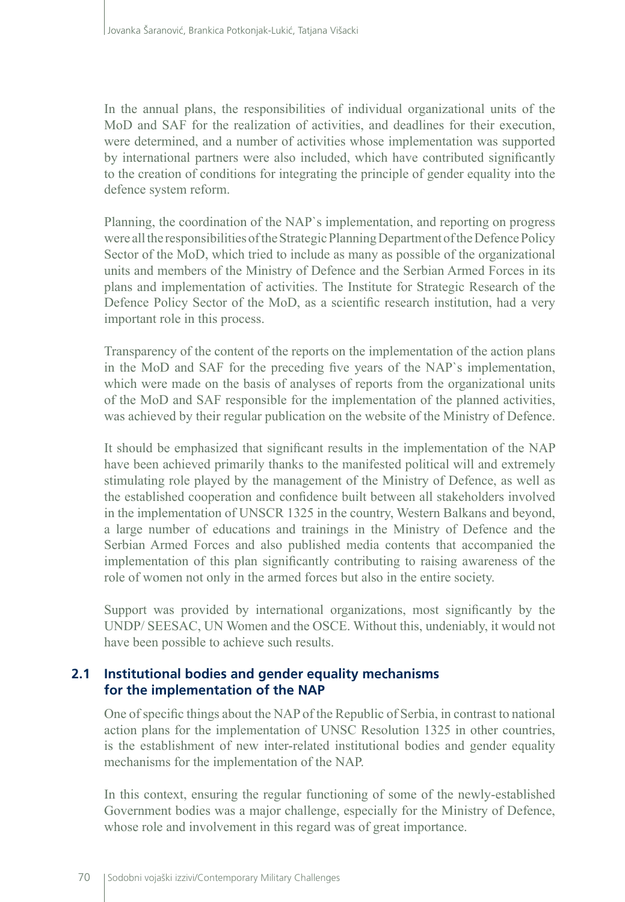In the annual plans, the responsibilities of individual organizational units of the MoD and SAF for the realization of activities, and deadlines for their execution, were determined, and a number of activities whose implementation was supported by international partners were also included, which have contributed significantly to the creation of conditions for integrating the principle of gender equality into the defence system reform.

Planning, the coordination of the NAP`s implementation, and reporting on progress were all the responsibilities of the Strategic Planning Department of the Defence Policy Sector of the MoD, which tried to include as many as possible of the organizational units and members of the Ministry of Defence and the Serbian Armed Forces in its plans and implementation of activities. The Institute for Strategic Research of the Defence Policy Sector of the MoD, as a scientific research institution, had a very important role in this process.

Transparency of the content of the reports on the implementation of the action plans in the MoD and SAF for the preceding five years of the NAP`s implementation, which were made on the basis of analyses of reports from the organizational units of the MoD and SAF responsible for the implementation of the planned activities, was achieved by their regular publication on the website of the Ministry of Defence.

It should be emphasized that significant results in the implementation of the NAP have been achieved primarily thanks to the manifested political will and extremely stimulating role played by the management of the Ministry of Defence, as well as the established cooperation and confidence built between all stakeholders involved in the implementation of UNSCR 1325 in the country, Western Balkans and beyond, a large number of educations and trainings in the Ministry of Defence and the Serbian Armed Forces and also published media contents that accompanied the implementation of this plan significantly contributing to raising awareness of the role of women not only in the armed forces but also in the entire society.

Support was provided by international organizations, most significantly by the UNDP/ SEESAC, UN Women and the OSCE. Without this, undeniably, it would not have been possible to achieve such results.

## 2.1 Institutional bodies and gender equality mechanisms for the implementation of the NAP

One of specific things about the NAP of the Republic of Serbia, in contrast to national action plans for the implementation of UNSC Resolution 1325 in other countries, is the establishment of new inter-related institutional bodies and gender equality mechanisms for the implementation of the NAP.

In this context, ensuring the regular functioning of some of the newly-established Government bodies was a major challenge, especially for the Ministry of Defence, whose role and involvement in this regard was of great importance.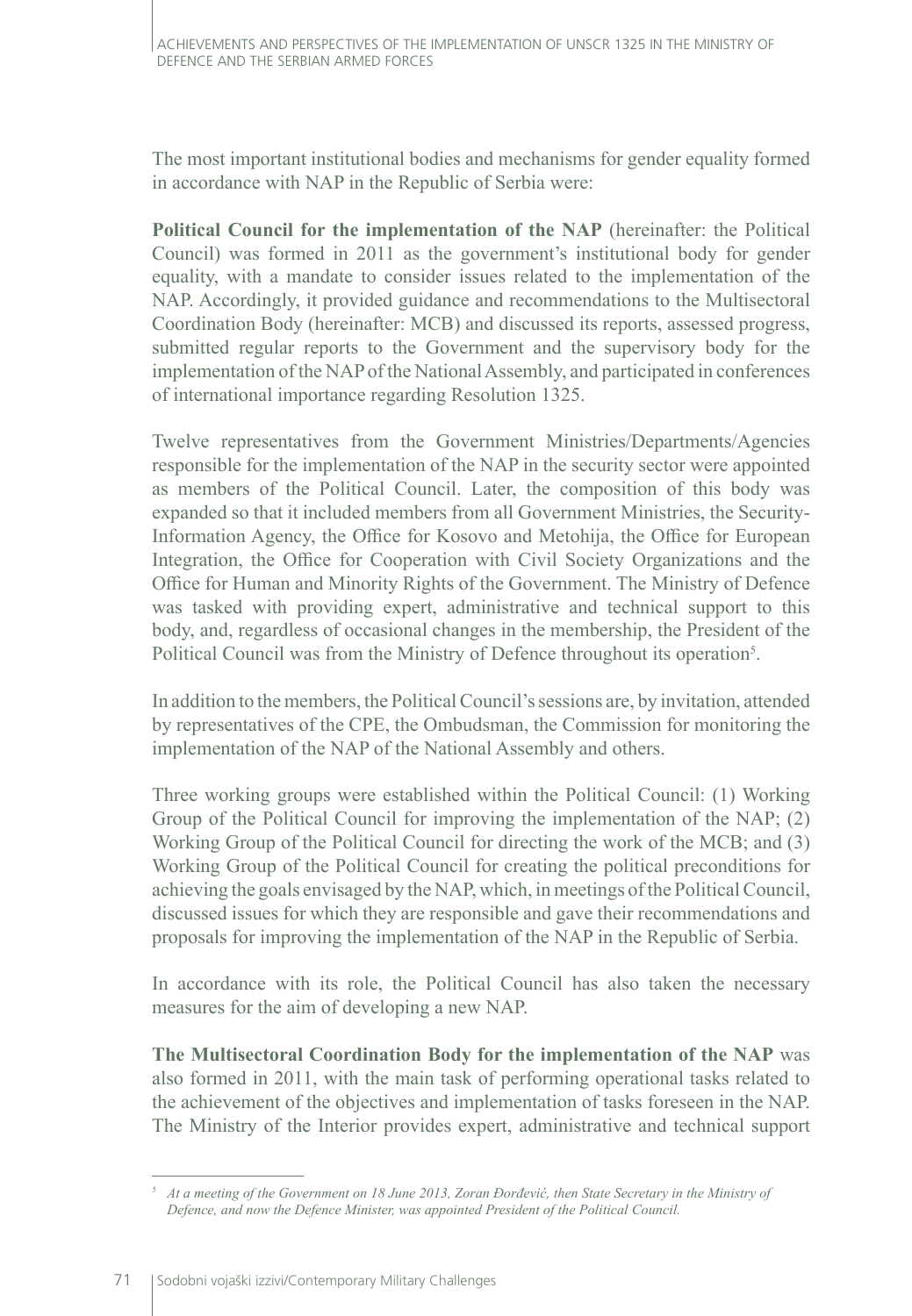The most important institutional bodies and mechanisms for gender equality formed in accordance with NAP in the Republic of Serbia were:

**Political Council for the implementation of the NAP** (hereinafter: the Political Council) was formed in 2011 as the government's institutional body for gender equality, with a mandate to consider issues related to the implementation of the NAP. Accordingly, it provided guidance and recommendations to the Multisectoral Coordination Body (hereinafter: MCB) and discussed its reports, assessed progress, submitted regular reports to the Government and the supervisory body for the implementation of the NAP of the National Assembly, and participated in conferences of international importance regarding Resolution 1325.

Twelve representatives from the Government Ministries/Departments/Agencies responsible for the implementation of the NAP in the security sector were appointed as members of the Political Council. Later, the composition of this body was expanded so that it included members from all Government Ministries, the Security-Information Agency, the Office for Kosovo and Metohija, the Office for European Integration, the Office for Cooperation with Civil Society Organizations and the Office for Human and Minority Rights of the Government. The Ministry of Defence was tasked with providing expert, administrative and technical support to this body, and, regardless of occasional changes in the membership, the President of the Political Council was from the Ministry of Defence throughout its operation[5].

In addition to the members, the Political Council's sessions are, by invitation, attended by representatives of the CPE, the Ombudsman, the Commission for monitoring the implementation of the NAP of the National Assembly and others.

Three working groups were established within the Political Council: (1) Working Group of the Political Council for improving the implementation of the NAP; (2) Working Group of the Political Council for directing the work of the MCB; and (3) Working Group of the Political Council for creating the political preconditions for achieving the goals envisaged by the NAP, which, in meetings of the Political Council, discussed issues for which they are responsible and gave their recommendations and proposals for improving the implementation of the NAP in the Republic of Serbia.

In accordance with its role, the Political Council has also taken the necessary measures for the aim of developing a new NAP.

**The Multisectoral Coordination Body for the implementation of the NAP** was also formed in 2011, with the main task of performing operational tasks related to the achievement of the objectives and implementation of tasks foreseen in the NAP. The Ministry of the Interior provides expert, administrative and technical support

---

[5] *At a meeting of the Government on 18 June 2013, Zoran Đorđević, then State Secretary in the Ministry of Defence, and now the Defence Minister, was appointed President of the Political Council.*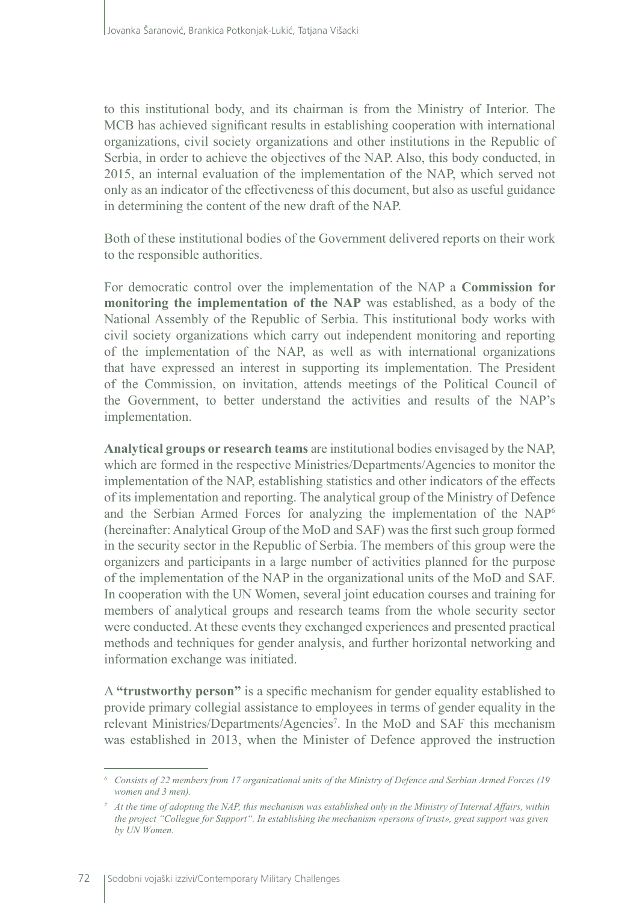to this institutional body, and its chairman is from the Ministry of Interior. The MCB has achieved significant results in establishing cooperation with international organizations, civil society organizations and other institutions in the Republic of Serbia, in order to achieve the objectives of the NAP. Also, this body conducted, in 2015, an internal evaluation of the implementation of the NAP, which served not only as an indicator of the effectiveness of this document, but also as useful guidance in determining the content of the new draft of the NAP.

Both of these institutional bodies of the Government delivered reports on their work to the responsible authorities.

For democratic control over the implementation of the NAP a **Commission for monitoring the implementation of the NAP** was established, as a body of the National Assembly of the Republic of Serbia. This institutional body works with civil society organizations which carry out independent monitoring and reporting of the implementation of the NAP, as well as with international organizations that have expressed an interest in supporting its implementation. The President of the Commission, on invitation, attends meetings of the Political Council of the Government, to better understand the activities and results of the NAP's implementation.

**Analytical groups or research teams** are institutional bodies envisaged by the NAP, which are formed in the respective Ministries/Departments/Agencies to monitor the implementation of the NAP, establishing statistics and other indicators of the effects of its implementation and reporting. The analytical group of the Ministry of Defence and the Serbian Armed Forces for analyzing the implementation of the NAP[6] (hereinafter: Analytical Group of the MoD and SAF) was the first such group formed in the security sector in the Republic of Serbia. The members of this group were the organizers and participants in a large number of activities planned for the purpose of the implementation of the NAP in the organizational units of the MoD and SAF. In cooperation with the UN Women, several joint education courses and training for members of analytical groups and research teams from the whole security sector were conducted. At these events they exchanged experiences and presented practical methods and techniques for gender analysis, and further horizontal networking and information exchange was initiated.

A **"trustworthy person"** is a specific mechanism for gender equality established to provide primary collegial assistance to employees in terms of gender equality in the relevant Ministries/Departments/Agencies[7]. In the MoD and SAF this mechanism was established in 2013, when the Minister of Defence approved the instruction

---

[6] *Consists of 22 members from 17 organizational units of the Ministry of Defence and Serbian Armed Forces (19 women and 3 men).*

[7] *At the time of adopting the NAP, this mechanism was established only in the Ministry of Internal Affairs, within the project "Collegue for Support". In establishing the mechanism «persons of trust», great support was given by UN Women.*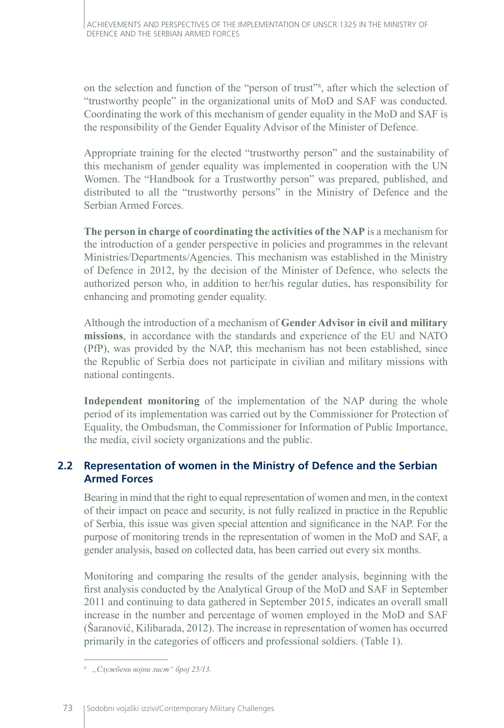on the selection and function of the "person of trust"[8], after which the selection of "trustworthy people" in the organizational units of MoD and SAF was conducted. Coordinating the work of this mechanism of gender equality in the MoD and SAF is the responsibility of the Gender Equality Advisor of the Minister of Defence.

Appropriate training for the elected "trustworthy person" and the sustainability of this mechanism of gender equality was implemented in cooperation with the UN Women. The "Handbook for a Trustworthy person" was prepared, published, and distributed to all the "trustworthy persons" in the Ministry of Defence and the Serbian Armed Forces.

**The person in charge of coordinating the activities of the NAP** is a mechanism for the introduction of a gender perspective in policies and programmes in the relevant Ministries/Departments/Agencies. This mechanism was established in the Ministry of Defence in 2012, by the decision of the Minister of Defence, who selects the authorized person who, in addition to her/his regular duties, has responsibility for enhancing and promoting gender equality.

Although the introduction of a mechanism of **Gender Advisor in civil and military missions**, in accordance with the standards and experience of the EU and NATO (PfP), was provided by the NAP, this mechanism has not been established, since the Republic of Serbia does not participate in civilian and military missions with national contingents.

**Independent monitoring** of the implementation of the NAP during the whole period of its implementation was carried out by the Commissioner for Protection of Equality, the Ombudsman, the Commissioner for Information of Public Importance, the media, civil society organizations and the public.

## 2.2 Representation of women in the Ministry of Defence and the Serbian Armed Forces

Bearing in mind that the right to equal representation of women and men, in the context of their impact on peace and security, is not fully realized in practice in the Republic of Serbia, this issue was given special attention and significance in the NAP. For the purpose of monitoring trends in the representation of women in the MoD and SAF, a gender analysis, based on collected data, has been carried out every six months.

Monitoring and comparing the results of the gender analysis, beginning with the first analysis conducted by the Analytical Group of the MoD and SAF in September 2011 and continuing to data gathered in September 2015, indicates an overall small increase in the number and percentage of women employed in the MoD and SAF (Šaranović, Kilibarada, 2012). The increase in representation of women has occurred primarily in the categories of officers and professional soldiers. (Table 1).

---

[8] *„Службени војни лист“ број 25/13.*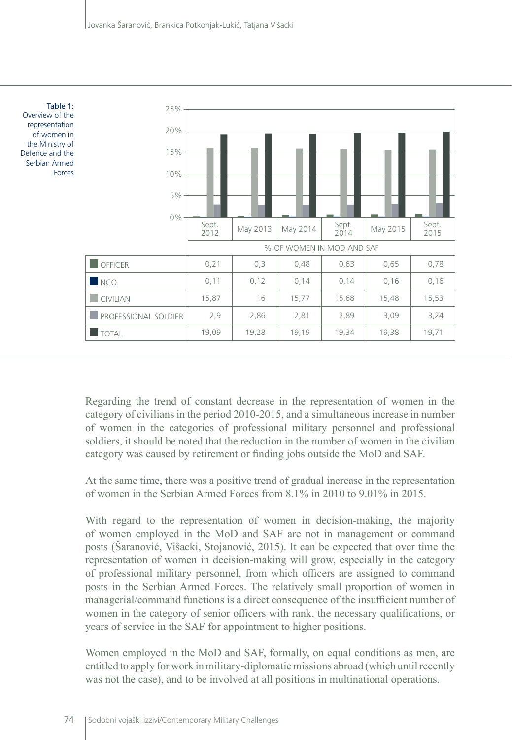Table 1: Overview of the representation of women in the Ministry of Defence and the Serbian Armed Forces

| % OF WOMEN IN MOD AND SAF | Sept. 2012 | May 2013 | May 2014 | Sept. 2014 | May 2015 | Sept. 2015 |
|---|---|---|---|---|---|---|
| OFFICER | 0,21 | 0,3 | 0,48 | 0,63 | 0,65 | 0,78 |
| NCO | 0,11 | 0,12 | 0,14 | 0,14 | 0,16 | 0,16 |
| CIVILIAN | 15,87 | 16 | 15,77 | 15,68 | 15,48 | 15,53 |
| PROFESSIONAL SOLDIER | 2,9 | 2,86 | 2,81 | 2,89 | 3,09 | 3,24 |
| TOTAL | 19,09 | 19,28 | 19,19 | 19,34 | 19,38 | 19,71 |

Regarding the trend of constant decrease in the representation of women in the category of civilians in the period 2010-2015, and a simultaneous increase in number of women in the categories of professional military personnel and professional soldiers, it should be noted that the reduction in the number of women in the civilian category was caused by retirement or finding jobs outside the MoD and SAF.

At the same time, there was a positive trend of gradual increase in the representation of women in the Serbian Armed Forces from 8.1% in 2010 to 9.01% in 2015.

With regard to the representation of women in decision-making, the majority of women employed in the MoD and SAF are not in management or command posts (Šaranović, Višacki, Stojanović, 2015). It can be expected that over time the representation of women in decision-making will grow, especially in the category of professional military personnel, from which officers are assigned to command posts in the Serbian Armed Forces. The relatively small proportion of women in managerial/command functions is a direct consequence of the insufficient number of women in the category of senior officers with rank, the necessary qualifications, or years of service in the SAF for appointment to higher positions.

Women employed in the MoD and SAF, formally, on equal conditions as men, are entitled to apply for work in military-diplomatic missions abroad (which until recently was not the case), and to be involved at all positions in multinational operations.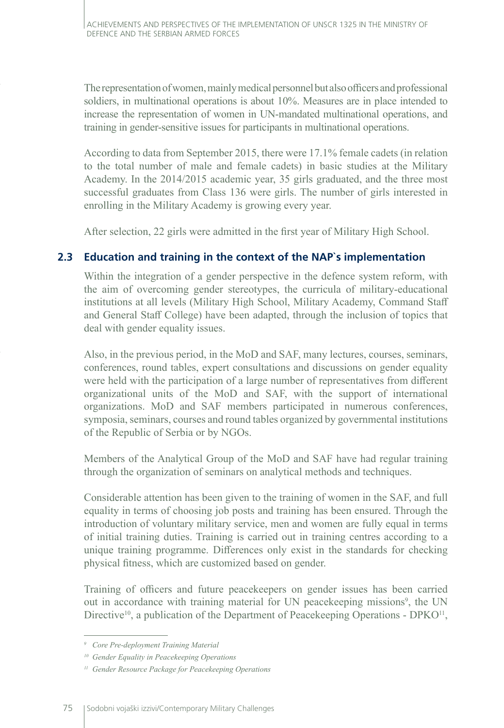The representation of women, mainly medical personnel but also officers and professional soldiers, in multinational operations is about 10%. Measures are in place intended to increase the representation of women in UN-mandated multinational operations, and training in gender-sensitive issues for participants in multinational operations.

According to data from September 2015, there were 17.1% female cadets (in relation to the total number of male and female cadets) in basic studies at the Military Academy. In the 2014/2015 academic year, 35 girls graduated, and the three most successful graduates from Class 136 were girls. The number of girls interested in enrolling in the Military Academy is growing every year.

After selection, 22 girls were admitted in the first year of Military High School.

## 2.3 Education and training in the context of the NAP`s implementation

Within the integration of a gender perspective in the defence system reform, with the aim of overcoming gender stereotypes, the curricula of military-educational institutions at all levels (Military High School, Military Academy, Command Staff and General Staff College) have been adapted, through the inclusion of topics that deal with gender equality issues.

Also, in the previous period, in the MoD and SAF, many lectures, courses, seminars, conferences, round tables, expert consultations and discussions on gender equality were held with the participation of a large number of representatives from different organizational units of the MoD and SAF, with the support of international organizations. MoD and SAF members participated in numerous conferences, symposia, seminars, courses and round tables organized by governmental institutions of the Republic of Serbia or by NGOs.

Members of the Analytical Group of the MoD and SAF have had regular training through the organization of seminars on analytical methods and techniques.

Considerable attention has been given to the training of women in the SAF, and full equality in terms of choosing job posts and training has been ensured. Through the introduction of voluntary military service, men and women are fully equal in terms of initial training duties. Training is carried out in training centres according to a unique training programme. Differences only exist in the standards for checking physical fitness, which are customized based on gender.

Training of officers and future peacekeepers on gender issues has been carried out in accordance with training material for UN peacekeeping missions[9], the UN Directive[10], a publication of the Department of Peacekeeping Operations - DPKO[11],

---

[9] *Core Pre-deployment Training Material*

[10] *Gender Equality in Peacekeeping Operations*

[11] *Gender Resource Package for Peacekeeping Operations*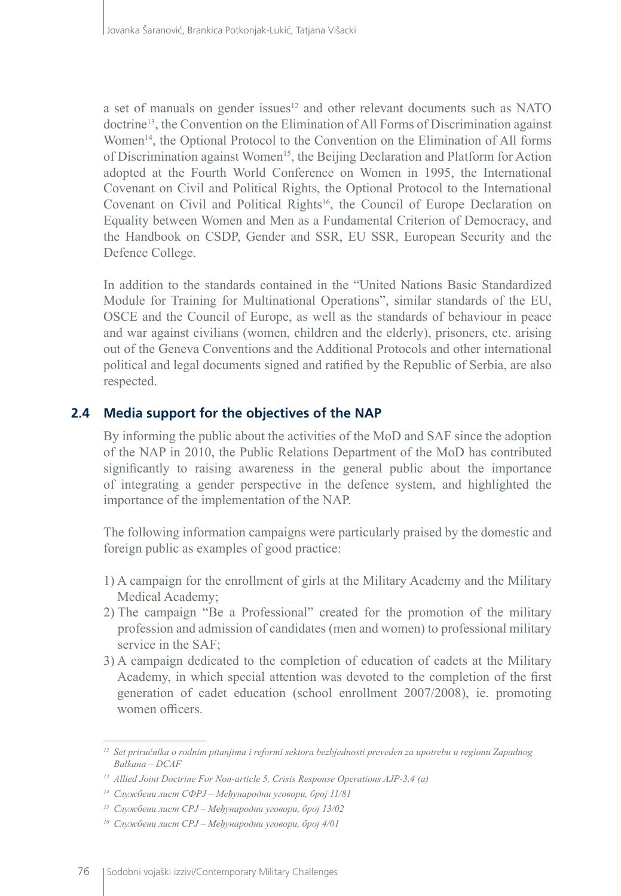a set of manuals on gender issues[12] and other relevant documents such as NATO doctrine[13], the Convention on the Elimination of All Forms of Discrimination against Women[14], the Optional Protocol to the Convention on the Elimination of All forms of Discrimination against Women[15], the Beijing Declaration and Platform for Action adopted at the Fourth World Conference on Women in 1995, the International Covenant on Civil and Political Rights, the Optional Protocol to the International Covenant on Civil and Political Rights[16], the Council of Europe Declaration on Equality between Women and Men as a Fundamental Criterion of Democracy, and the Handbook on CSDP, Gender and SSR, EU SSR, European Security and the Defence College.

In addition to the standards contained in the "United Nations Basic Standardized Module for Training for Multinational Operations", similar standards of the EU, OSCE and the Council of Europe, as well as the standards of behaviour in peace and war against civilians (women, children and the elderly), prisoners, etc. arising out of the Geneva Conventions and the Additional Protocols and other international political and legal documents signed and ratified by the Republic of Serbia, are also respected.

## 2.4 Media support for the objectives of the NAP

By informing the public about the activities of the MoD and SAF since the adoption of the NAP in 2010, the Public Relations Department of the MoD has contributed significantly to raising awareness in the general public about the importance of integrating a gender perspective in the defence system, and highlighted the importance of the implementation of the NAP.

The following information campaigns were particularly praised by the domestic and foreign public as examples of good practice:

1) A campaign for the enrollment of girls at the Military Academy and the Military Medical Academy;
2) The campaign "Be a Professional" created for the promotion of the military profession and admission of candidates (men and women) to professional military service in the SAF;
3) A campaign dedicated to the completion of education of cadets at the Military Academy, in which special attention was devoted to the completion of the first generation of cadet education (school enrollment 2007/2008), ie. promoting women officers.

---

[12] *Set priručnika o rodnim pitanjima i reformi sektora bezbjednosti preveden za upotrebu u regionu Zapadnog Balkana – DCAF*

[13] *Allied Joint Doctrine For Non-article 5, Crisis Response Operations AJP-3.4 (a)*

[14] *Службени лист СФРЈ – Међународни уговори, број 11/81*

[15] *Службени лист СРЈ – Међународни уговори, број 13/02*

[16] *Службени лист СРЈ – Међународни уговори, број 4/01*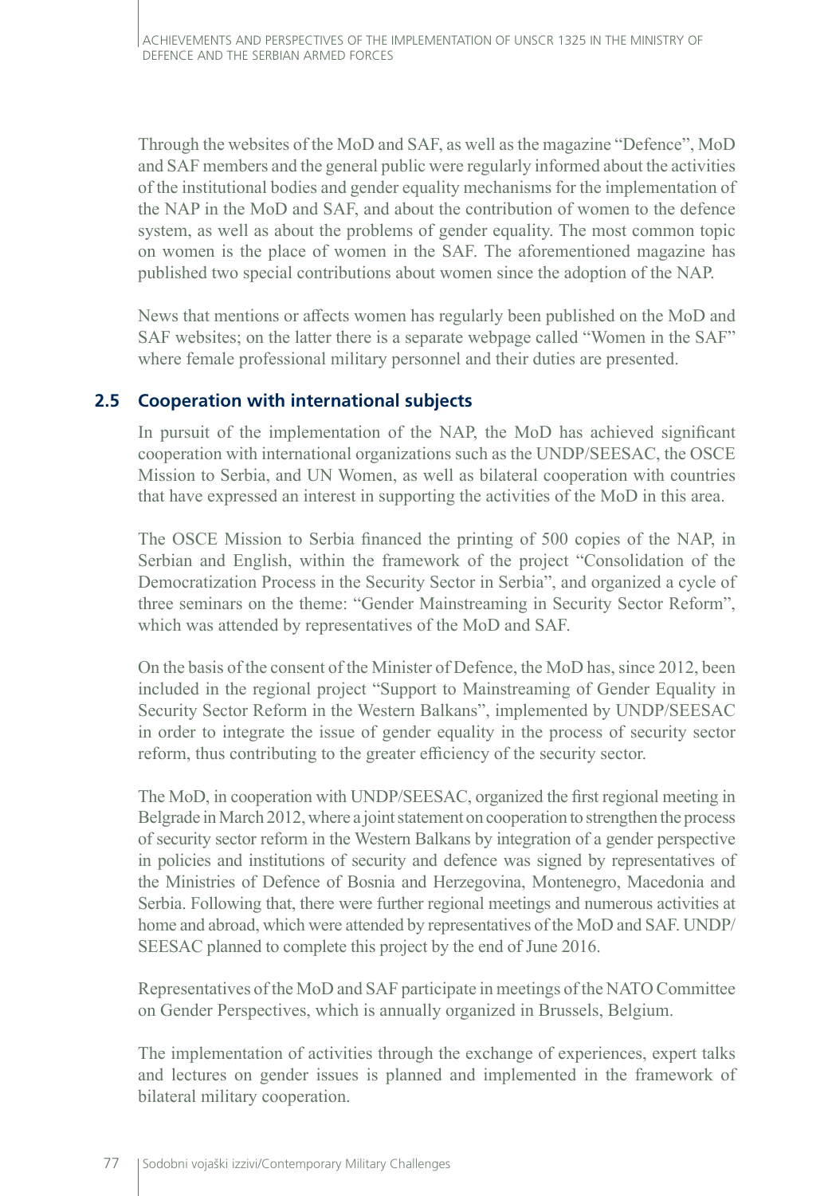Through the websites of the MoD and SAF, as well as the magazine "Defence", MoD and SAF members and the general public were regularly informed about the activities of the institutional bodies and gender equality mechanisms for the implementation of the NAP in the MoD and SAF, and about the contribution of women to the defence system, as well as about the problems of gender equality. The most common topic on women is the place of women in the SAF. The aforementioned magazine has published two special contributions about women since the adoption of the NAP.

News that mentions or affects women has regularly been published on the MoD and SAF websites; on the latter there is a separate webpage called "Women in the SAF" where female professional military personnel and their duties are presented.

### 2.5 Cooperation with international subjects

In pursuit of the implementation of the NAP, the MoD has achieved significant cooperation with international organizations such as the UNDP/SEESAC, the OSCE Mission to Serbia, and UN Women, as well as bilateral cooperation with countries that have expressed an interest in supporting the activities of the MoD in this area.

The OSCE Mission to Serbia financed the printing of 500 copies of the NAP, in Serbian and English, within the framework of the project "Consolidation of the Democratization Process in the Security Sector in Serbia", and organized a cycle of three seminars on the theme: "Gender Mainstreaming in Security Sector Reform", which was attended by representatives of the MoD and SAF.

On the basis of the consent of the Minister of Defence, the MoD has, since 2012, been included in the regional project "Support to Mainstreaming of Gender Equality in Security Sector Reform in the Western Balkans", implemented by UNDP/SEESAC in order to integrate the issue of gender equality in the process of security sector reform, thus contributing to the greater efficiency of the security sector.

The MoD, in cooperation with UNDP/SEESAC, organized the first regional meeting in Belgrade in March 2012, where a joint statement on cooperation to strengthen the process of security sector reform in the Western Balkans by integration of a gender perspective in policies and institutions of security and defence was signed by representatives of the Ministries of Defence of Bosnia and Herzegovina, Montenegro, Macedonia and Serbia. Following that, there were further regional meetings and numerous activities at home and abroad, which were attended by representatives of the MoD and SAF. UNDP/SEESAC planned to complete this project by the end of June 2016.

Representatives of the MoD and SAF participate in meetings of the NATO Committee on Gender Perspectives, which is annually organized in Brussels, Belgium.

The implementation of activities through the exchange of experiences, expert talks and lectures on gender issues is planned and implemented in the framework of bilateral military cooperation.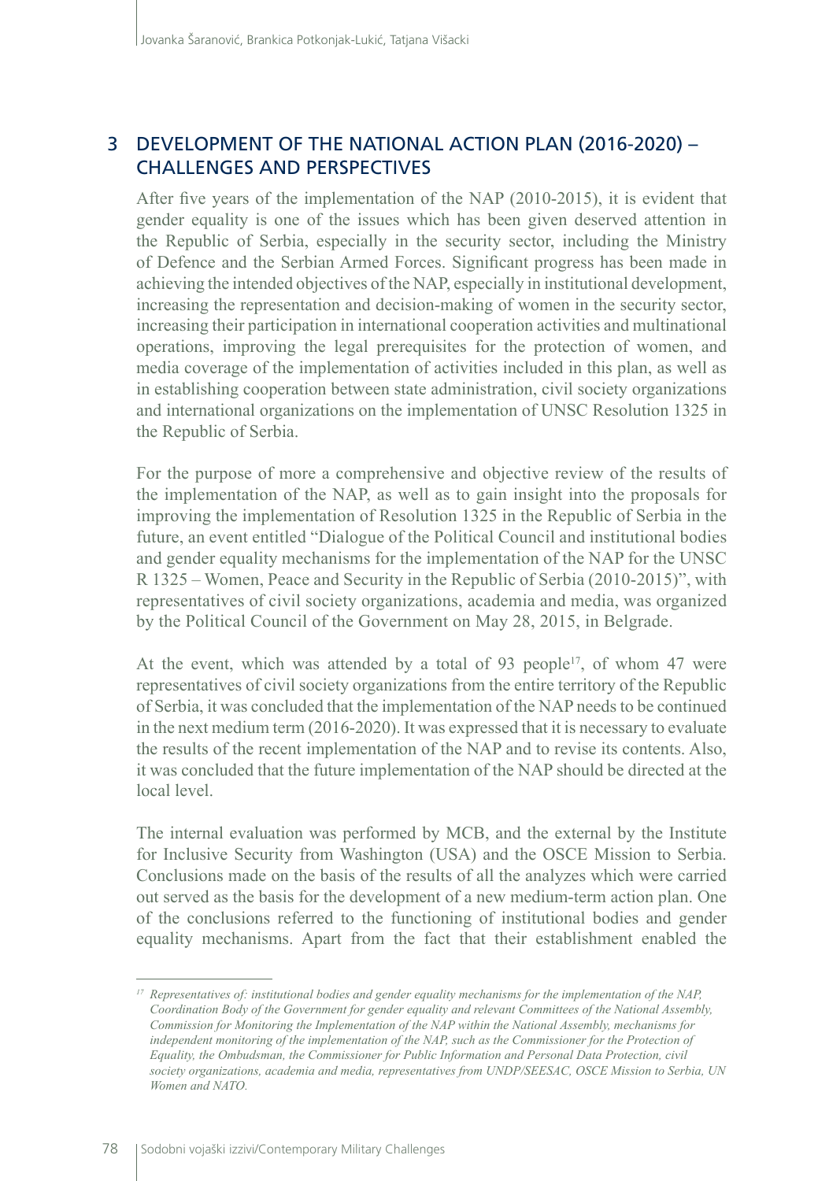## 3 DEVELOPMENT OF THE NATIONAL ACTION PLAN (2016-2020) – CHALLENGES AND PERSPECTIVES

After five years of the implementation of the NAP (2010-2015), it is evident that gender equality is one of the issues which has been given deserved attention in the Republic of Serbia, especially in the security sector, including the Ministry of Defence and the Serbian Armed Forces. Significant progress has been made in achieving the intended objectives of the NAP, especially in institutional development, increasing the representation and decision-making of women in the security sector, increasing their participation in international cooperation activities and multinational operations, improving the legal prerequisites for the protection of women, and media coverage of the implementation of activities included in this plan, as well as in establishing cooperation between state administration, civil society organizations and international organizations on the implementation of UNSC Resolution 1325 in the Republic of Serbia.

For the purpose of more a comprehensive and objective review of the results of the implementation of the NAP, as well as to gain insight into the proposals for improving the implementation of Resolution 1325 in the Republic of Serbia in the future, an event entitled "Dialogue of the Political Council and institutional bodies and gender equality mechanisms for the implementation of the NAP for the UNSC R 1325 – Women, Peace and Security in the Republic of Serbia (2010-2015)", with representatives of civil society organizations, academia and media, was organized by the Political Council of the Government on May 28, 2015, in Belgrade.

At the event, which was attended by a total of 93 people[17], of whom 47 were representatives of civil society organizations from the entire territory of the Republic of Serbia, it was concluded that the implementation of the NAP needs to be continued in the next medium term (2016-2020). It was expressed that it is necessary to evaluate the results of the recent implementation of the NAP and to revise its contents. Also, it was concluded that the future implementation of the NAP should be directed at the local level.

The internal evaluation was performed by MCB, and the external by the Institute for Inclusive Security from Washington (USA) and the OSCE Mission to Serbia. Conclusions made on the basis of the results of all the analyzes which were carried out served as the basis for the development of a new medium-term action plan. One of the conclusions referred to the functioning of institutional bodies and gender equality mechanisms. Apart from the fact that their establishment enabled the

---

*[17] Representatives of: institutional bodies and gender equality mechanisms for the implementation of the NAP, Coordination Body of the Government for gender equality and relevant Committees of the National Assembly, Commission for Monitoring the Implementation of the NAP within the National Assembly, mechanisms for independent monitoring of the implementation of the NAP, such as the Commissioner for the Protection of Equality, the Ombudsman, the Commissioner for Public Information and Personal Data Protection, civil society organizations, academia and media, representatives from UNDP/SEESAC, OSCE Mission to Serbia, UN Women and NATO.*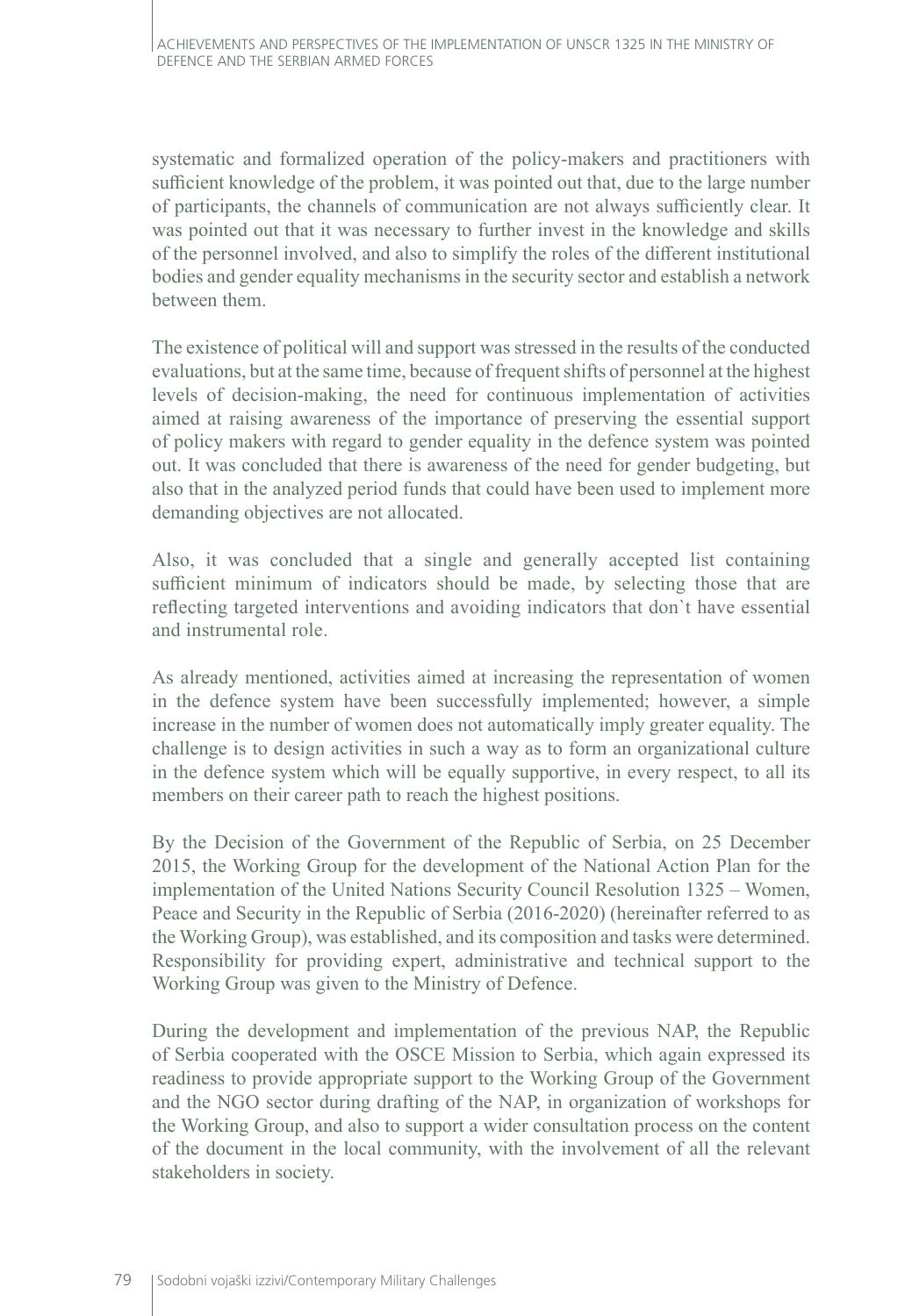systematic and formalized operation of the policy-makers and practitioners with sufficient knowledge of the problem, it was pointed out that, due to the large number of participants, the channels of communication are not always sufficiently clear. It was pointed out that it was necessary to further invest in the knowledge and skills of the personnel involved, and also to simplify the roles of the different institutional bodies and gender equality mechanisms in the security sector and establish a network between them.

The existence of political will and support was stressed in the results of the conducted evaluations, but at the same time, because of frequent shifts of personnel at the highest levels of decision-making, the need for continuous implementation of activities aimed at raising awareness of the importance of preserving the essential support of policy makers with regard to gender equality in the defence system was pointed out. It was concluded that there is awareness of the need for gender budgeting, but also that in the analyzed period funds that could have been used to implement more demanding objectives are not allocated.

Also, it was concluded that a single and generally accepted list containing sufficient minimum of indicators should be made, by selecting those that are reflecting targeted interventions and avoiding indicators that don`t have essential and instrumental role.

As already mentioned, activities aimed at increasing the representation of women in the defence system have been successfully implemented; however, a simple increase in the number of women does not automatically imply greater equality. The challenge is to design activities in such a way as to form an organizational culture in the defence system which will be equally supportive, in every respect, to all its members on their career path to reach the highest positions.

By the Decision of the Government of the Republic of Serbia, on 25 December 2015, the Working Group for the development of the National Action Plan for the implementation of the United Nations Security Council Resolution 1325 – Women, Peace and Security in the Republic of Serbia (2016-2020) (hereinafter referred to as the Working Group), was established, and its composition and tasks were determined. Responsibility for providing expert, administrative and technical support to the Working Group was given to the Ministry of Defence.

During the development and implementation of the previous NAP, the Republic of Serbia cooperated with the OSCE Mission to Serbia, which again expressed its readiness to provide appropriate support to the Working Group of the Government and the NGO sector during drafting of the NAP, in organization of workshops for the Working Group, and also to support a wider consultation process on the content of the document in the local community, with the involvement of all the relevant stakeholders in society.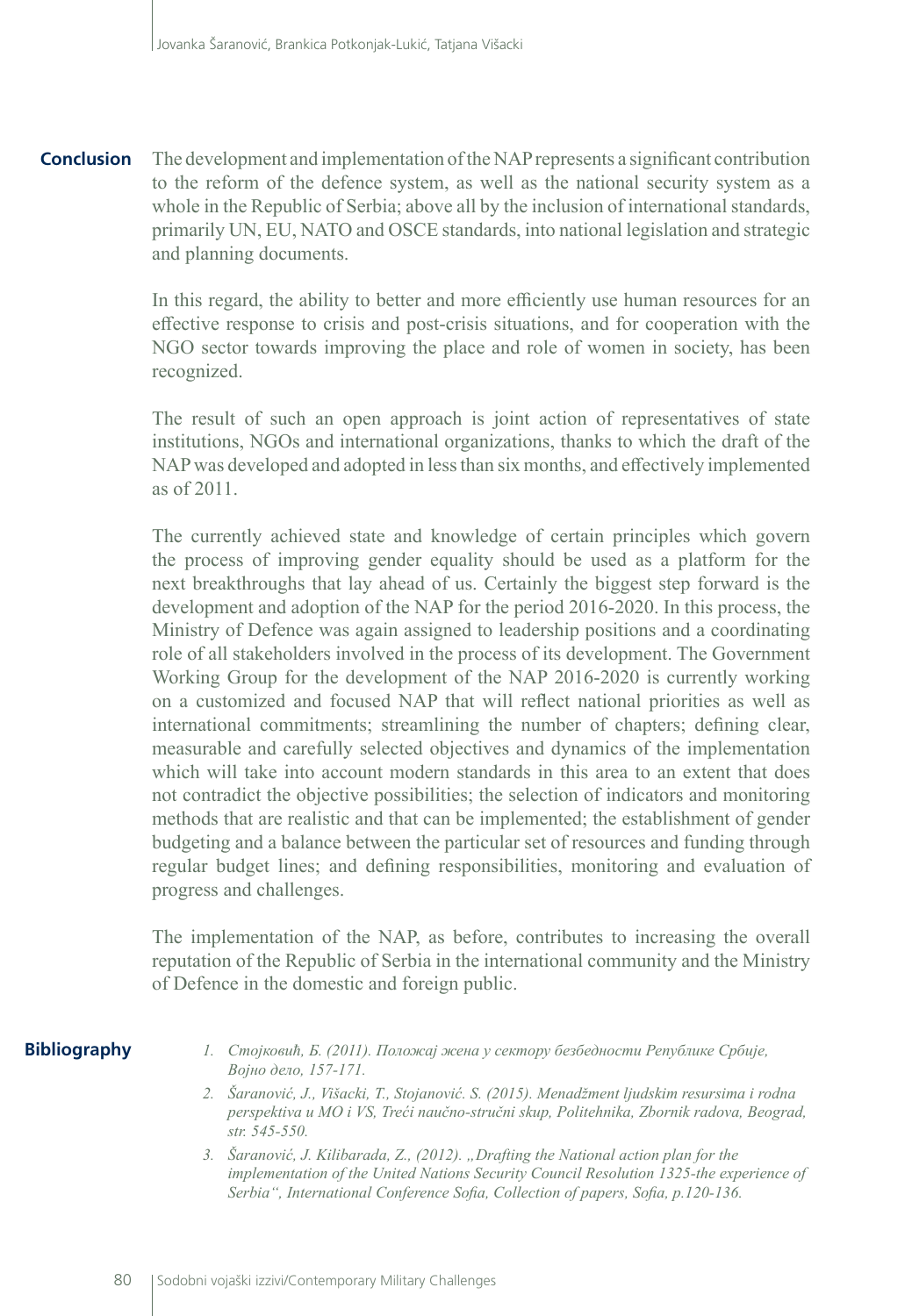## Conclusion

The development and implementation of the NAP represents a significant contribution to the reform of the defence system, as well as the national security system as a whole in the Republic of Serbia; above all by the inclusion of international standards, primarily UN, EU, NATO and OSCE standards, into national legislation and strategic and planning documents.

In this regard, the ability to better and more efficiently use human resources for an effective response to crisis and post-crisis situations, and for cooperation with the NGO sector towards improving the place and role of women in society, has been recognized.

The result of such an open approach is joint action of representatives of state institutions, NGOs and international organizations, thanks to which the draft of the NAP was developed and adopted in less than six months, and effectively implemented as of 2011.

The currently achieved state and knowledge of certain principles which govern the process of improving gender equality should be used as a platform for the next breakthroughs that lay ahead of us. Certainly the biggest step forward is the development and adoption of the NAP for the period 2016-2020. In this process, the Ministry of Defence was again assigned to leadership positions and a coordinating role of all stakeholders involved in the process of its development. The Government Working Group for the development of the NAP 2016-2020 is currently working on a customized and focused NAP that will reflect national priorities as well as international commitments; streamlining the number of chapters; defining clear, measurable and carefully selected objectives and dynamics of the implementation which will take into account modern standards in this area to an extent that does not contradict the objective possibilities; the selection of indicators and monitoring methods that are realistic and that can be implemented; the establishment of gender budgeting and a balance between the particular set of resources and funding through regular budget lines; and defining responsibilities, monitoring and evaluation of progress and challenges.

The implementation of the NAP, as before, contributes to increasing the overall reputation of the Republic of Serbia in the international community and the Ministry of Defence in the domestic and foreign public.

## Bibliography

1. *Стојковић, Б. (2011). Положај жена у сектору безбедности Републике Србије, Војно дело, 157-171.*
2. *Šaranović, J., Višacki, T., Stojanović. S. (2015). Menadžment ljudskim resursima i rodna perspektiva u MO i VS, Treći naučno-stručni skup, Politehnika, Zbornik radova, Beograd, str. 545-550.*
3. *Šaranović, J. Kilibarada, Z., (2012). „Drafting the National action plan for the implementation of the United Nations Security Council Resolution 1325-the experience of Serbia“, International Conference Sofia, Collection of papers, Sofia, p.120-136.*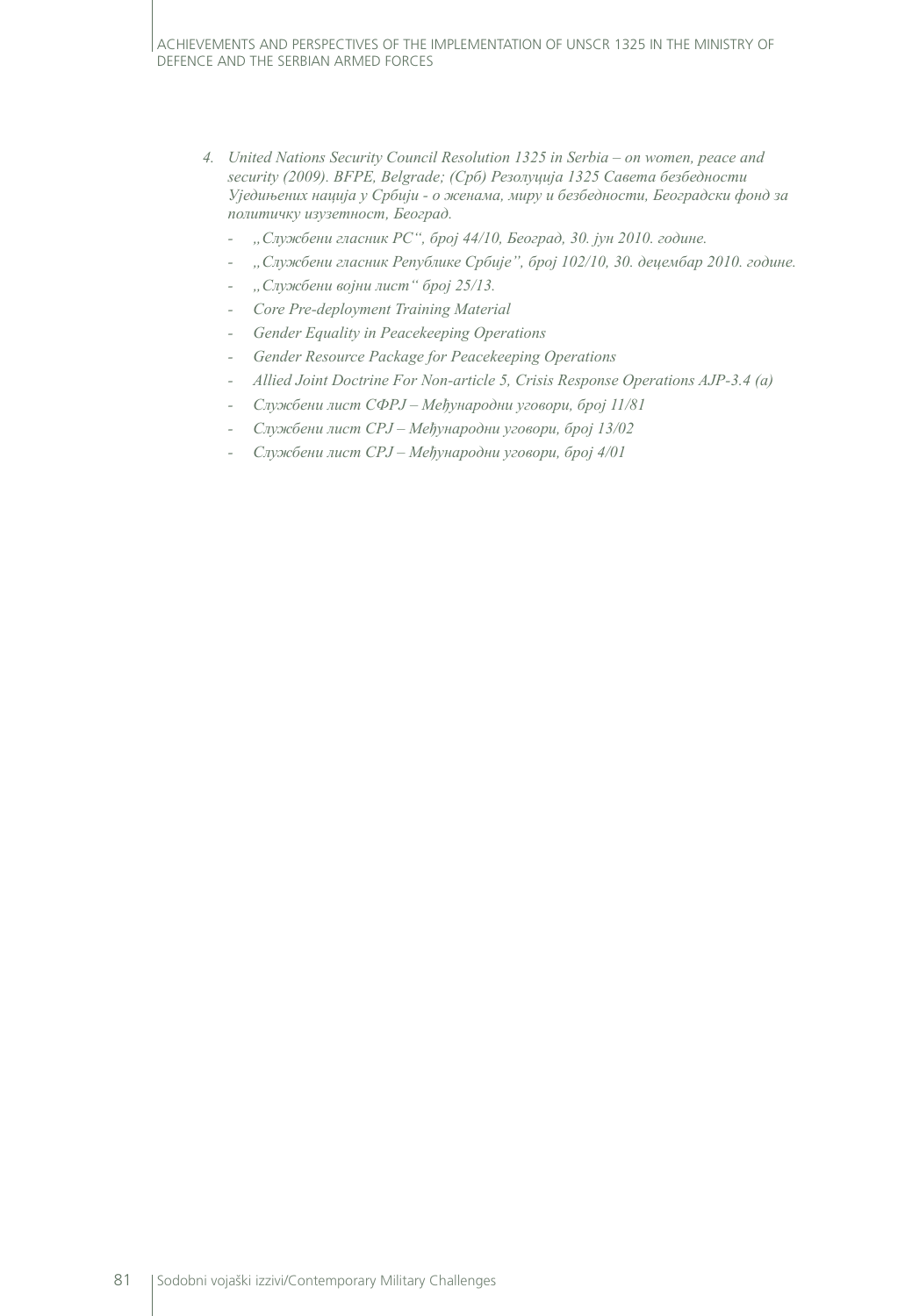4. *United Nations Security Council Resolution 1325 in Serbia – on women, peace and security (2009). BFPE, Belgrade; (Срб) Резолуција 1325 Савета безбедности Уједињених нација у Србији - о женама, миру и безбедности, Београдски фонд за политичку изузетност, Београд.*
    - *„Службени гласник РС“, број 44/10, Београд, 30. јун 2010. године.*
    - *„Службени гласник Републике Србије”, број 102/10, 30. децембар 2010. године.*
    - *„Службени војни лист“ број 25/13.*
    - *Core Pre-deployment Training Material*
    - *Gender Equality in Peacekeeping Operations*
    - *Gender Resource Package for Peacekeeping Operations*
    - *Allied Joint Doctrine For Non-article 5, Crisis Response Operations AJP-3.4 (a)*
    - *Службени лист СФРЈ – Међународни уговори, број 11/81*
    - *Службени лист СРЈ – Међународни уговори, број 13/02*
    - *Службени лист СРЈ – Међународни уговори, број 4/01*